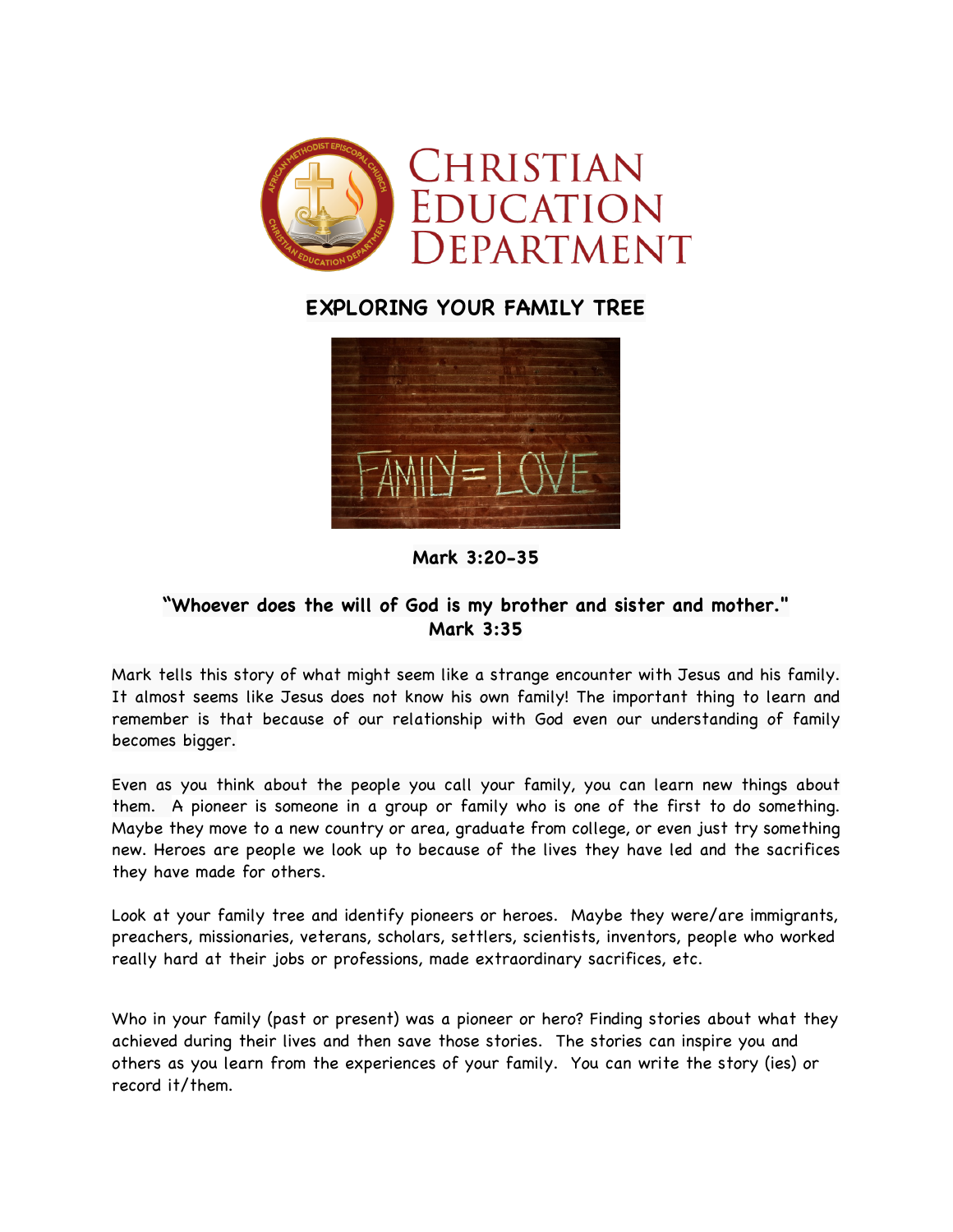# Christian Education Department

## EXPLORING YOUR FAMILY TREE

**Mark 3:20-35**

**"Whoever does the will of God is my brother and sister and mother." Mark 3:35**

Mark tells this story of what might seem like a strange encounter with Jesus and his family. It almost seems like Jesus does not know his own family! The important thing to learn and remember is that because of our relationship with God even our understanding of family becomes bigger.

Even as you think about the people you call your family, you can learn new things about them. A pioneer is someone in a group or family who is one of the first to do something. Maybe they move to a new country or area, graduate from college, or even just try something new. Heroes are people we look up to because of the lives they have led and the sacrifices they have made for others.

Look at your family tree and identify pioneers or heroes. Maybe they were/are immigrants, preachers, missionaries, veterans, scholars, settlers, scientists, inventors, people who worked really hard at their jobs or professions, made extraordinary sacrifices, etc.

Who in your family (past or present) was a pioneer or hero? Finding stories about what they achieved during their lives and then save those stories. The stories can inspire you and others as you learn from the experiences of your family. You can write the story (ies) or record it/them.